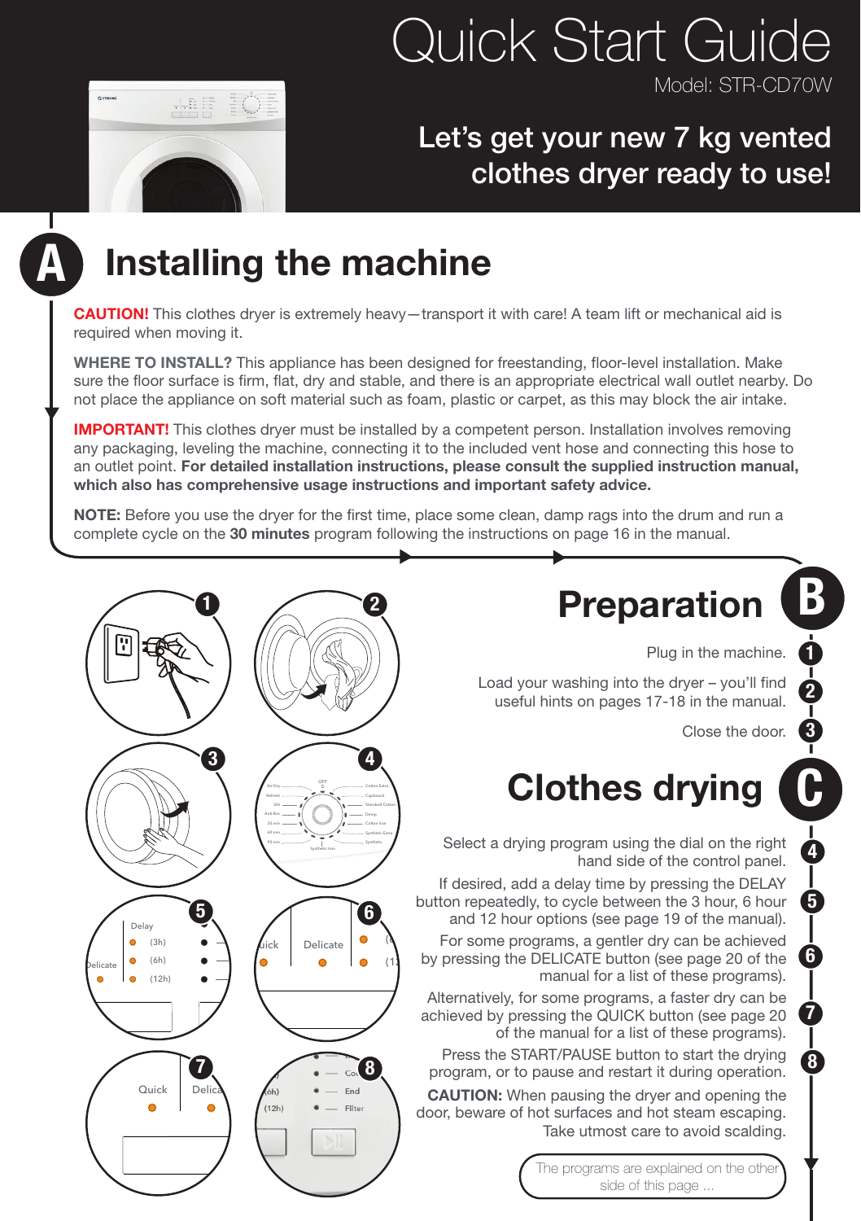# Quick Start Guide

Model: STR-CD70W

## Let's get your new 7 kg vented clothes dryer ready to use!

## A Installing the machine

**CAUTION!** This clothes dryer is extremely heavy—transport it with care! A team lift or mechanical aid is required when moving it.

**WHERE TO INSTALL?** This appliance has been designed for freestanding, floor-level installation. Make sure the floor surface is firm, flat, dry and stable, and there is an appropriate electrical wall outlet nearby. Do not place the appliance on soft material such as foam, plastic or carpet, as this may block the air intake.

**IMPORTANT!** This clothes dryer must be installed by a competent person. Installation involves removing any packaging, leveling the machine, connecting it to the included vent hose and connecting this hose to an outlet point. **For detailed installation instructions, please consult the supplied instruction manual, which also has comprehensive usage instructions and important safety advice.**

**NOTE:** Before you use the dryer for the first time, place some clean, damp rags into the drum and run a complete cycle on the **30 minutes** program following the instructions on page 16 in the manual.

## Preparation B

1. Plug in the machine.
2. Load your washing into the dryer – you'll find useful hints on pages 17-18 in the manual.
3. Close the door.

## Clothes drying C

4. Select a drying program using the dial on the right hand side of the control panel.
5. If desired, add a delay time by pressing the DELAY button repeatedly, to cycle between the 3 hour, 6 hour and 12 hour options (see page 19 of the manual).
6. For some programs, a gentler dry can be achieved by pressing the DELICATE button (see page 20 of the manual for a list of these programs).
7. Alternatively, for some programs, a faster dry can be achieved by pressing the QUICK button (see page 20 of the manual for a list of these programs).
8. Press the START/PAUSE button to start the drying program, or to pause and restart it during operation.

**CAUTION:** When pausing the dryer and opening the door, beware of hot surfaces and hot steam escaping. Take utmost care to avoid scalding.

The programs are explained on the other side of this page ...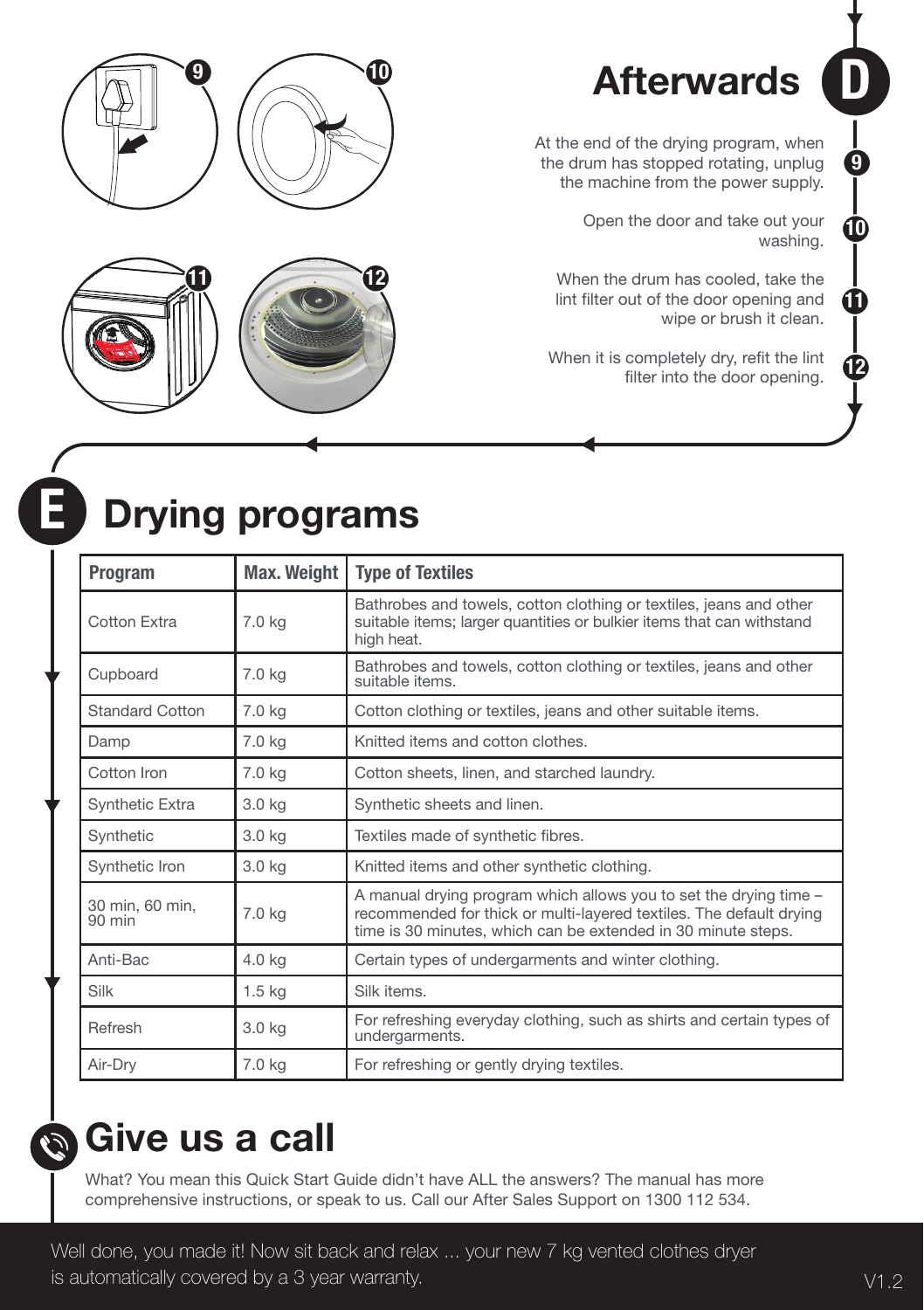## Afterwards D

9. At the end of the drying program, when the drum has stopped rotating, unplug the machine from the power supply.

10. Open the door and take out your washing.

11. When the drum has cooled, take the lint filter out of the door opening and wipe or brush it clean.

12. When it is completely dry, refit the lint filter into the door opening.

## E Drying programs

| Program | Max. Weight | Type of Textiles |
|---|---|---|
| Cotton Extra | 7.0 kg | Bathrobes and towels, cotton clothing or textiles, jeans and other suitable items; larger quantities or bulkier items that can withstand high heat. |
| Cupboard | 7.0 kg | Bathrobes and towels, cotton clothing or textiles, jeans and other suitable items. |
| Standard Cotton | 7.0 kg | Cotton clothing or textiles, jeans and other suitable items. |
| Damp | 7.0 kg | Knitted items and cotton clothes. |
| Cotton Iron | 7.0 kg | Cotton sheets, linen, and starched laundry. |
| Synthetic Extra | 3.0 kg | Synthetic sheets and linen. |
| Synthetic | 3.0 kg | Textiles made of synthetic fibres. |
| Synthetic Iron | 3.0 kg | Knitted items and other synthetic clothing. |
| 30 min, 60 min, 90 min | 7.0 kg | A manual drying program which allows you to set the drying time – recommended for thick or multi-layered textiles. The default drying time is 30 minutes, which can be extended in 30 minute steps. |
| Anti-Bac | 4.0 kg | Certain types of undergarments and winter clothing. |
| Silk | 1.5 kg | Silk items. |
| Refresh | 3.0 kg | For refreshing everyday clothing, such as shirts and certain types of undergarments. |
| Air-Dry | 7.0 kg | For refreshing or gently drying textiles. |

## Give us a call

What? You mean this Quick Start Guide didn't have ALL the answers? The manual has more comprehensive instructions, or speak to us. Call our After Sales Support on 1300 112 534.

Well done, you made it! Now sit back and relax ... your new 7 kg vented clothes dryer is automatically covered by a 3 year warranty.

V1.2